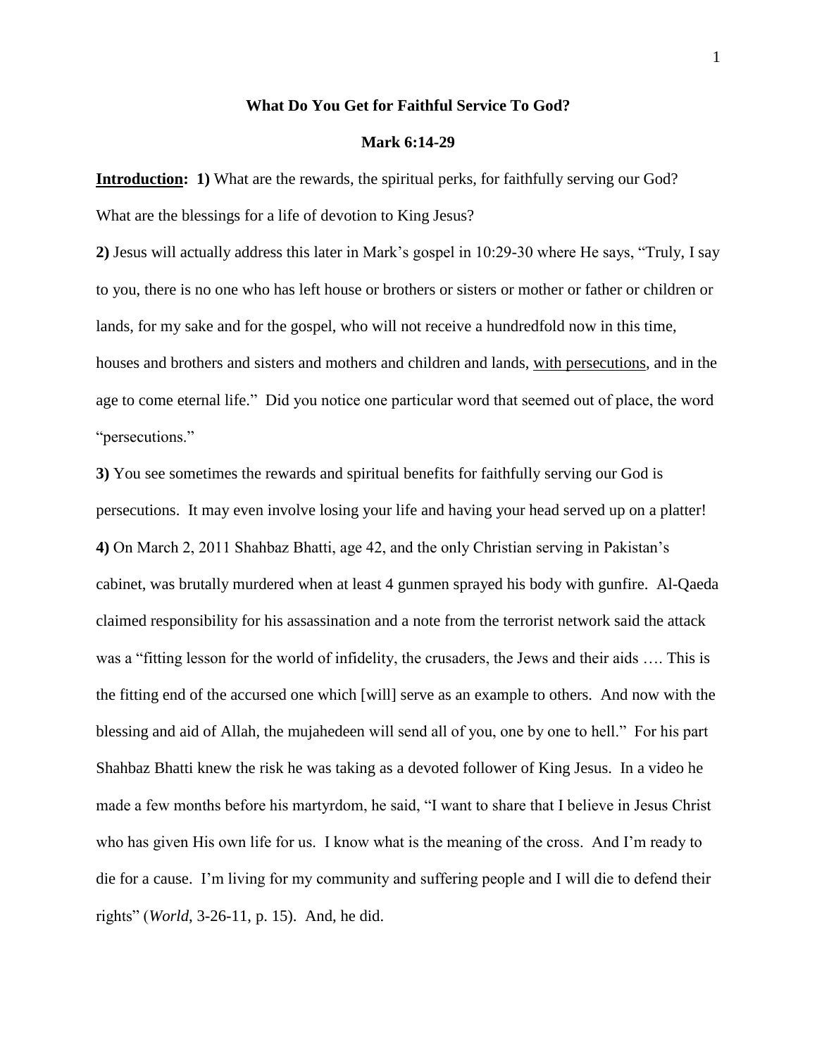# What Do You Get for Faithful Service To God?

## Mark 6:14-29

<u>**Introduction**</u>: **1)** What are the rewards, the spiritual perks, for faithfully serving our God? What are the blessings for a life of devotion to King Jesus?

**2)** Jesus will actually address this later in Mark's gospel in 10:29-30 where He says, "Truly, I say to you, there is no one who has left house or brothers or sisters or mother or father or children or lands, for my sake and for the gospel, who will not receive a hundredfold now in this time, houses and brothers and sisters and mothers and children and lands, <u>with persecutions</u>, and in the age to come eternal life." Did you notice one particular word that seemed out of place, the word "persecutions."

**3)** You see sometimes the rewards and spiritual benefits for faithfully serving our God is persecutions. It may even involve losing your life and having your head served up on a platter!

**4)** On March 2, 2011 Shahbaz Bhatti, age 42, and the only Christian serving in Pakistan's cabinet, was brutally murdered when at least 4 gunmen sprayed his body with gunfire. Al-Qaeda claimed responsibility for his assassination and a note from the terrorist network said the attack was a "fitting lesson for the world of infidelity, the crusaders, the Jews and their aids …. This is the fitting end of the accursed one which [will] serve as an example to others. And now with the blessing and aid of Allah, the mujahedeen will send all of you, one by one to hell." For his part Shahbaz Bhatti knew the risk he was taking as a devoted follower of King Jesus. In a video he made a few months before his martyrdom, he said, "I want to share that I believe in Jesus Christ who has given His own life for us. I know what is the meaning of the cross. And I'm ready to die for a cause. I'm living for my community and suffering people and I will die to defend their rights" (*World*, 3-26-11, p. 15). And, he did.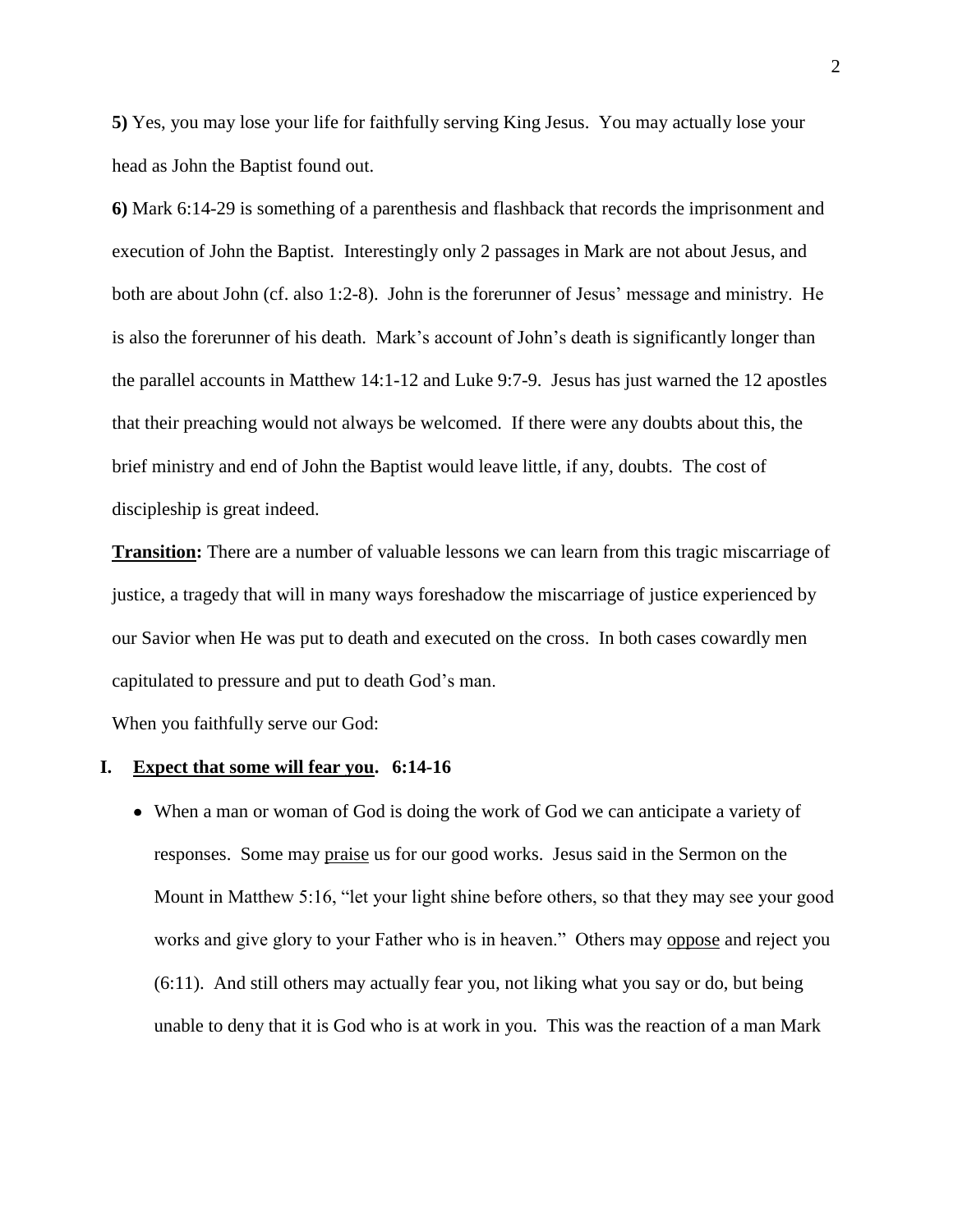**5)** Yes, you may lose your life for faithfully serving King Jesus. You may actually lose your head as John the Baptist found out.

**6)** Mark 6:14-29 is something of a parenthesis and flashback that records the imprisonment and execution of John the Baptist. Interestingly only 2 passages in Mark are not about Jesus, and both are about John (cf. also 1:2-8). John is the forerunner of Jesus' message and ministry. He is also the forerunner of his death. Mark's account of John's death is significantly longer than the parallel accounts in Matthew 14:1-12 and Luke 9:7-9. Jesus has just warned the 12 apostles that their preaching would not always be welcomed. If there were any doubts about this, the brief ministry and end of John the Baptist would leave little, if any, doubts. The cost of discipleship is great indeed.

<u>**Transition:**</u> There are a number of valuable lessons we can learn from this tragic miscarriage of justice, a tragedy that will in many ways foreshadow the miscarriage of justice experienced by our Savior when He was put to death and executed on the cross. In both cases cowardly men capitulated to pressure and put to death God's man.

When you faithfully serve our God:

**I. <u>Expect that some will fear you</u>. 6:14-16**

- When a man or woman of God is doing the work of God we can anticipate a variety of responses. Some may <u>praise</u> us for our good works. Jesus said in the Sermon on the Mount in Matthew 5:16, "let your light shine before others, so that they may see your good works and give glory to your Father who is in heaven." Others may <u>oppose</u> and reject you (6:11). And still others may actually fear you, not liking what you say or do, but being unable to deny that it is God who is at work in you. This was the reaction of a man Mark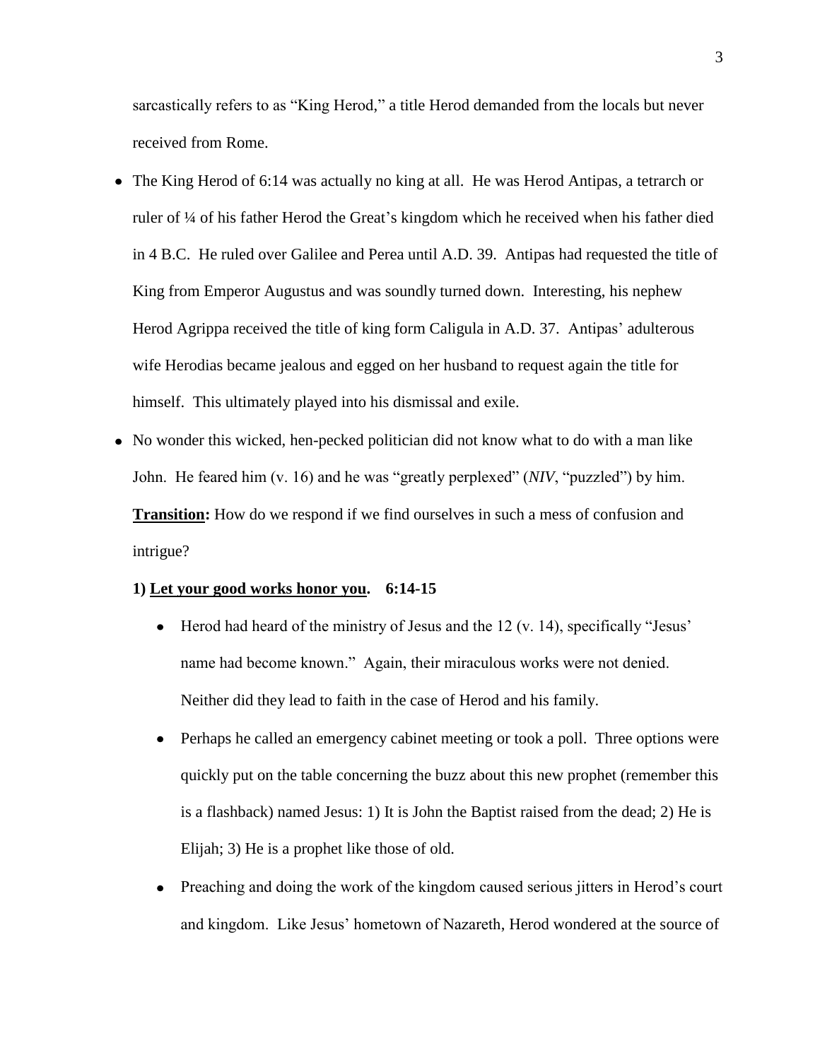sarcastically refers to as "King Herod," a title Herod demanded from the locals but never received from Rome.

- The King Herod of 6:14 was actually no king at all. He was Herod Antipas, a tetrarch or ruler of ¼ of his father Herod the Great's kingdom which he received when his father died in 4 B.C. He ruled over Galilee and Perea until A.D. 39. Antipas had requested the title of King from Emperor Augustus and was soundly turned down. Interesting, his nephew Herod Agrippa received the title of king form Caligula in A.D. 37. Antipas' adulterous wife Herodias became jealous and egged on her husband to request again the title for himself. This ultimately played into his dismissal and exile.
- No wonder this wicked, hen-pecked politician did not know what to do with a man like John. He feared him (v. 16) and he was "greatly perplexed" (*NIV*, "puzzled") by him.

  **Transition:** How do we respond if we find ourselves in such a mess of confusion and intrigue?

**1) <u>Let your good works honor you</u>. 6:14-15**

- Herod had heard of the ministry of Jesus and the 12 (v. 14), specifically "Jesus' name had become known." Again, their miraculous works were not denied. Neither did they lead to faith in the case of Herod and his family.
- Perhaps he called an emergency cabinet meeting or took a poll. Three options were quickly put on the table concerning the buzz about this new prophet (remember this is a flashback) named Jesus: 1) It is John the Baptist raised from the dead; 2) He is Elijah; 3) He is a prophet like those of old.
- Preaching and doing the work of the kingdom caused serious jitters in Herod's court and kingdom. Like Jesus' hometown of Nazareth, Herod wondered at the source of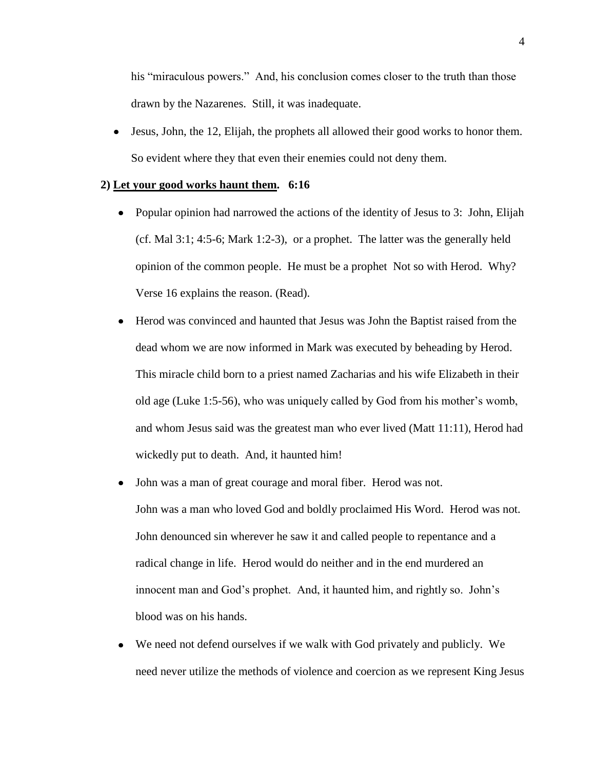his "miraculous powers." And, his conclusion comes closer to the truth than those drawn by the Nazarenes. Still, it was inadequate.

- Jesus, John, the 12, Elijah, the prophets all allowed their good works to honor them. So evident where they that even their enemies could not deny them.

**2) <u>Let your good works haunt them</u>. 6:16**

- Popular opinion had narrowed the actions of the identity of Jesus to 3: John, Elijah (cf. Mal 3:1; 4:5-6; Mark 1:2-3), or a prophet. The latter was the generally held opinion of the common people. He must be a prophet Not so with Herod. Why? Verse 16 explains the reason. (Read).

- Herod was convinced and haunted that Jesus was John the Baptist raised from the dead whom we are now informed in Mark was executed by beheading by Herod. This miracle child born to a priest named Zacharias and his wife Elizabeth in their old age (Luke 1:5-56), who was uniquely called by God from his mother's womb, and whom Jesus said was the greatest man who ever lived (Matt 11:11), Herod had wickedly put to death. And, it haunted him!

- John was a man of great courage and moral fiber. Herod was not.
  John was a man who loved God and boldly proclaimed His Word. Herod was not.
  John denounced sin wherever he saw it and called people to repentance and a radical change in life. Herod would do neither and in the end murdered an innocent man and God's prophet. And, it haunted him, and rightly so. John's blood was on his hands.

- We need not defend ourselves if we walk with God privately and publicly. We need never utilize the methods of violence and coercion as we represent King Jesus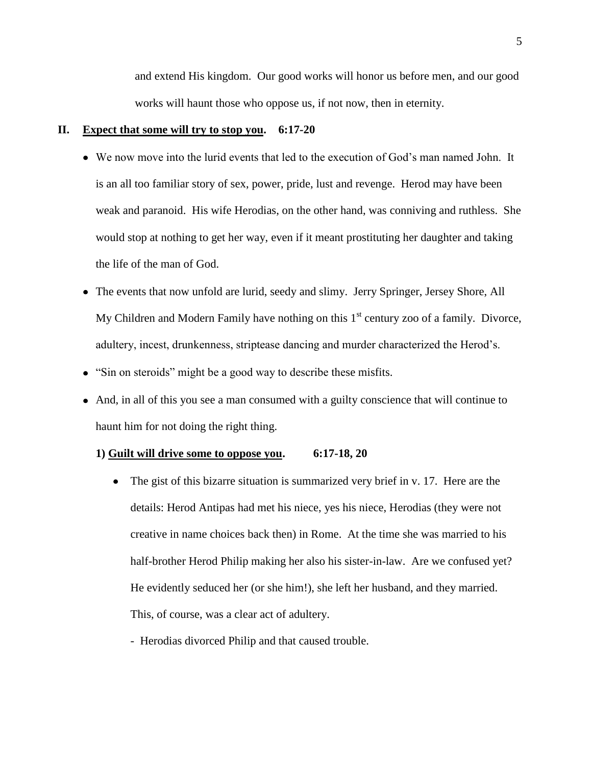and extend His kingdom. Our good works will honor us before men, and our good works will haunt those who oppose us, if not now, then in eternity.

## II. <u>Expect that some will try to stop you</u>. 6:17-20

- We now move into the lurid events that led to the execution of God's man named John. It is an all too familiar story of sex, power, pride, lust and revenge. Herod may have been weak and paranoid. His wife Herodias, on the other hand, was conniving and ruthless. She would stop at nothing to get her way, even if it meant prostituting her daughter and taking the life of the man of God.
- The events that now unfold are lurid, seedy and slimy. Jerry Springer, Jersey Shore, All My Children and Modern Family have nothing on this 1st century zoo of a family. Divorce, adultery, incest, drunkenness, striptease dancing and murder characterized the Herod's.
- "Sin on steroids" might be a good way to describe these misfits.
- And, in all of this you see a man consumed with a guilty conscience that will continue to haunt him for not doing the right thing.

### 1) <u>Guilt will drive some to oppose you</u>. 6:17-18, 20

- The gist of this bizarre situation is summarized very brief in v. 17. Here are the details: Herod Antipas had met his niece, yes his niece, Herodias (they were not creative in name choices back then) in Rome. At the time she was married to his half-brother Herod Philip making her also his sister-in-law. Are we confused yet? He evidently seduced her (or she him!), she left her husband, and they married. This, of course, was a clear act of adultery.
  - Herodias divorced Philip and that caused trouble.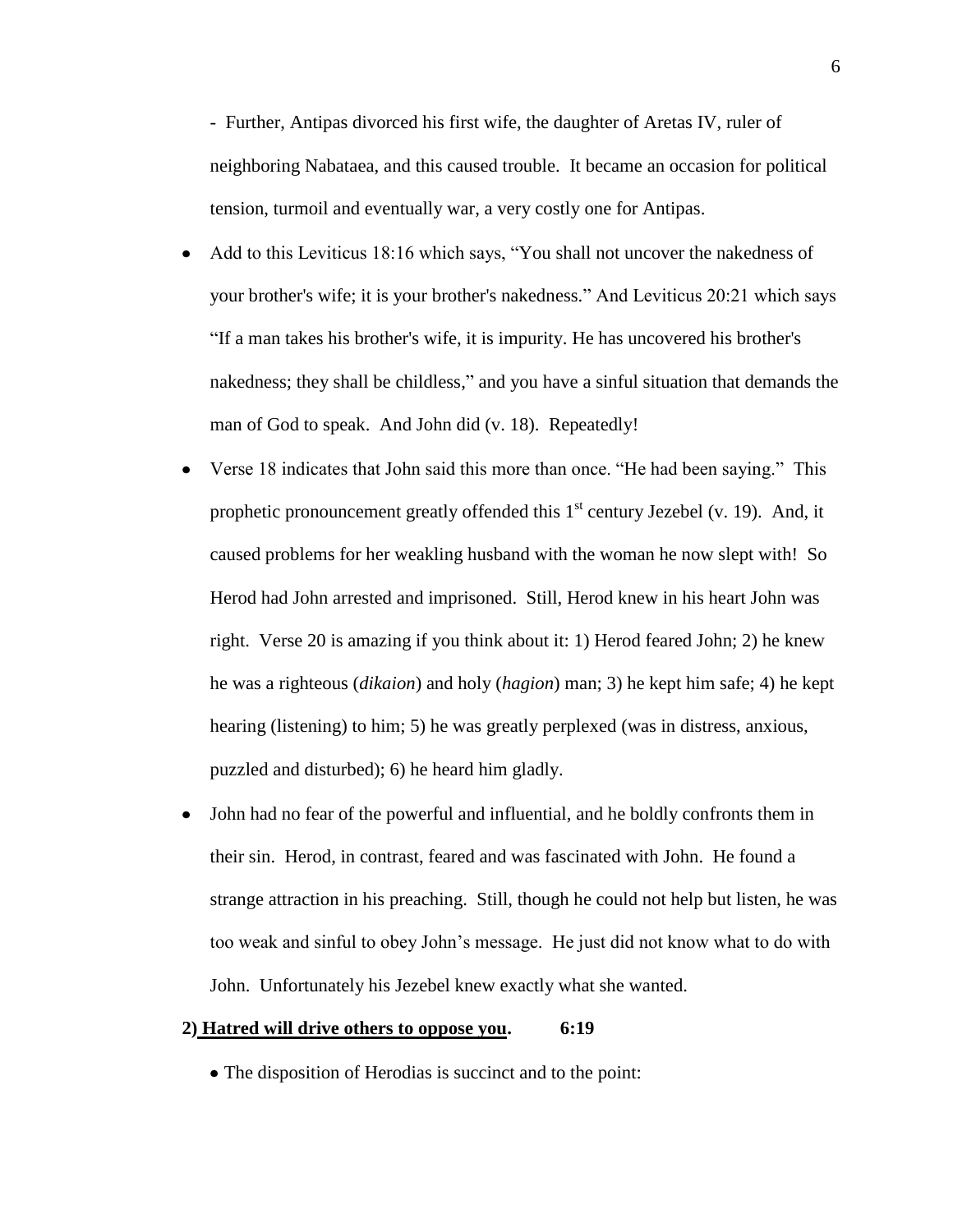- Further, Antipas divorced his first wife, the daughter of Aretas IV, ruler of neighboring Nabataea, and this caused trouble. It became an occasion for political tension, turmoil and eventually war, a very costly one for Antipas.

- Add to this Leviticus 18:16 which says, “You shall not uncover the nakedness of your brother's wife; it is your brother's nakedness.” And Leviticus 20:21 which says “If a man takes his brother's wife, it is impurity. He has uncovered his brother's nakedness; they shall be childless,” and you have a sinful situation that demands the man of God to speak. And John did (v. 18). Repeatedly!
- Verse 18 indicates that John said this more than once. “He had been saying.” This prophetic pronouncement greatly offended this 1st century Jezebel (v. 19). And, it caused problems for her weakling husband with the woman he now slept with! So Herod had John arrested and imprisoned. Still, Herod knew in his heart John was right. Verse 20 is amazing if you think about it: 1) Herod feared John; 2) he knew he was a righteous (*dikaion*) and holy (*hagion*) man; 3) he kept him safe; 4) he kept hearing (listening) to him; 5) he was greatly perplexed (was in distress, anxious, puzzled and disturbed); 6) he heard him gladly.
- John had no fear of the powerful and influential, and he boldly confronts them in their sin. Herod, in contrast, feared and was fascinated with John. He found a strange attraction in his preaching. Still, though he could not help but listen, he was too weak and sinful to obey John’s message. He just did not know what to do with John. Unfortunately his Jezebel knew exactly what she wanted.

**2) <u>Hatred will drive others to oppose you</u>. 6:19**

- The disposition of Herodias is succinct and to the point: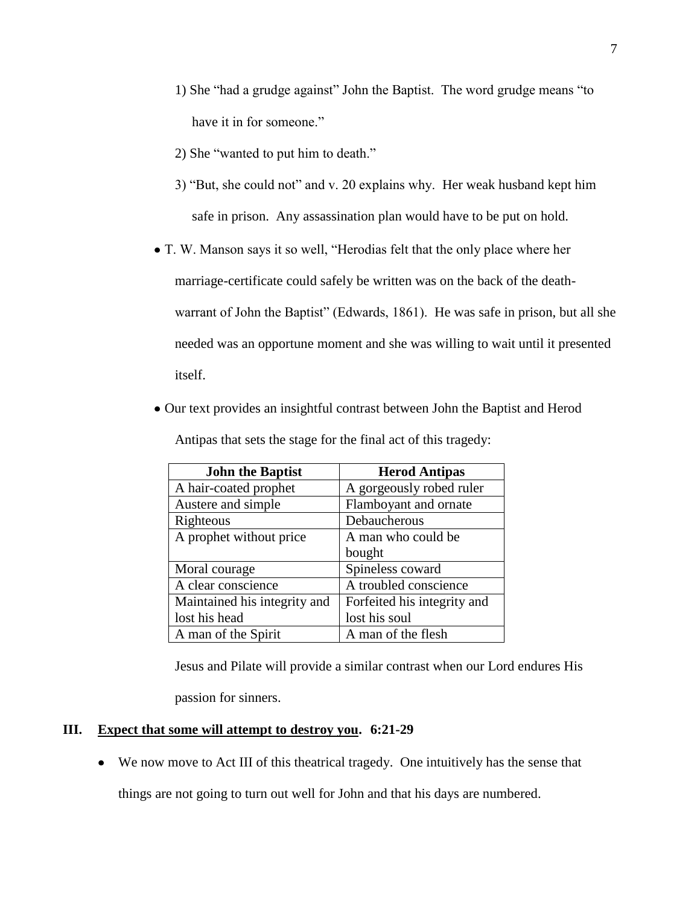1) She "had a grudge against" John the Baptist. The word grudge means "to have it in for someone."

2) She "wanted to put him to death."

3) "But, she could not" and v. 20 explains why. Her weak husband kept him safe in prison. Any assassination plan would have to be put on hold.

- T. W. Manson says it so well, "Herodias felt that the only place where her marriage-certificate could safely be written was on the back of the death-warrant of John the Baptist" (Edwards, 1861). He was safe in prison, but all she needed was an opportune moment and she was willing to wait until it presented itself.

- Our text provides an insightful contrast between John the Baptist and Herod Antipas that sets the stage for the final act of this tragedy:

| John the Baptist | Herod Antipas |
|---|---|
| A hair-coated prophet | A gorgeously robed ruler |
| Austere and simple | Flamboyant and ornate |
| Righteous | Debaucherous |
| A prophet without price | A man who could be bought |
| Moral courage | Spineless coward |
| A clear conscience | A troubled conscience |
| Maintained his integrity and lost his head | Forfeited his integrity and lost his soul |
| A man of the Spirit | A man of the flesh |

Jesus and Pilate will provide a similar contrast when our Lord endures His passion for sinners.

## III. <u>Expect that some will attempt to destroy you</u>. 6:21-29

- We now move to Act III of this theatrical tragedy. One intuitively has the sense that things are not going to turn out well for John and that his days are numbered.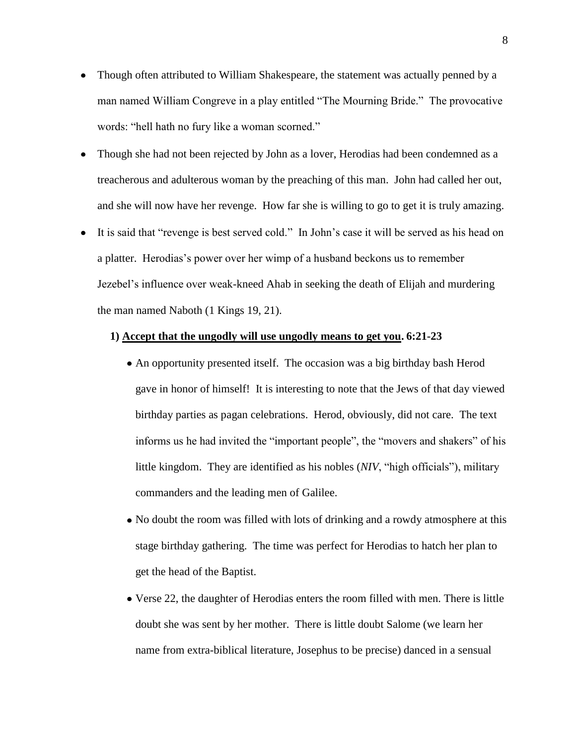- Though often attributed to William Shakespeare, the statement was actually penned by a man named William Congreve in a play entitled "The Mourning Bride." The provocative words: "hell hath no fury like a woman scorned."
- Though she had not been rejected by John as a lover, Herodias had been condemned as a treacherous and adulterous woman by the preaching of this man. John had called her out, and she will now have her revenge. How far she is willing to go to get it is truly amazing.
- It is said that "revenge is best served cold." In John's case it will be served as his head on a platter. Herodias's power over her wimp of a husband beckons us to remember Jezebel's influence over weak-kneed Ahab in seeking the death of Elijah and murdering the man named Naboth (1 Kings 19, 21).

**1) <u>Accept that the ungodly will use ungodly means to get you</u>. 6:21-23**

- An opportunity presented itself. The occasion was a big birthday bash Herod gave in honor of himself! It is interesting to note that the Jews of that day viewed birthday parties as pagan celebrations. Herod, obviously, did not care. The text informs us he had invited the "important people", the "movers and shakers" of his little kingdom. They are identified as his nobles (*NIV*, "high officials"), military commanders and the leading men of Galilee.
- No doubt the room was filled with lots of drinking and a rowdy atmosphere at this stage birthday gathering. The time was perfect for Herodias to hatch her plan to get the head of the Baptist.
- Verse 22, the daughter of Herodias enters the room filled with men. There is little doubt she was sent by her mother. There is little doubt Salome (we learn her name from extra-biblical literature, Josephus to be precise) danced in a sensual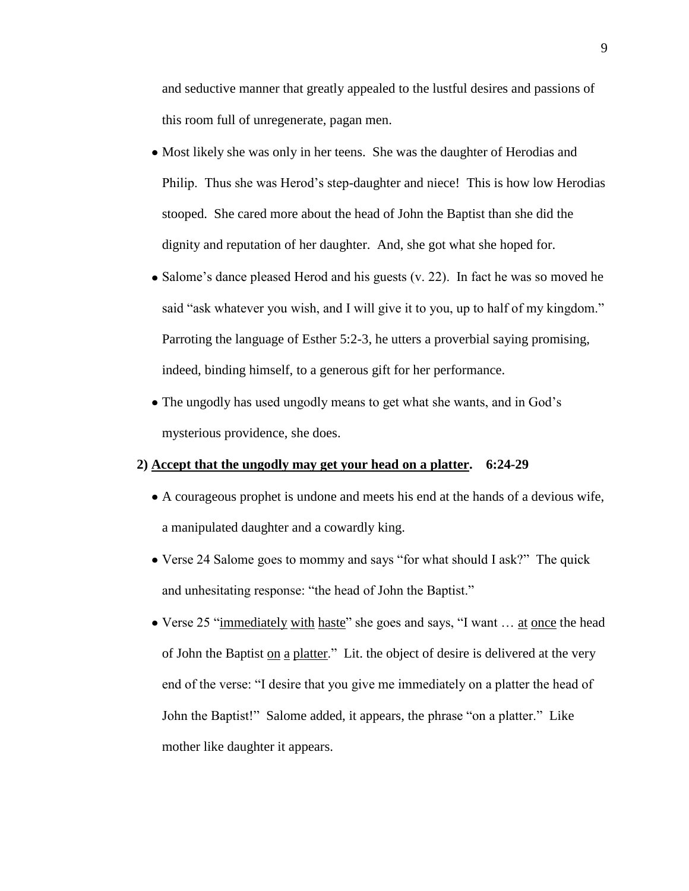and seductive manner that greatly appealed to the lustful desires and passions of this room full of unregenerate, pagan men.

- Most likely she was only in her teens. She was the daughter of Herodias and Philip. Thus she was Herod's step-daughter and niece! This is how low Herodias stooped. She cared more about the head of John the Baptist than she did the dignity and reputation of her daughter. And, she got what she hoped for.
- Salome's dance pleased Herod and his guests (v. 22). In fact he was so moved he said "ask whatever you wish, and I will give it to you, up to half of my kingdom." Parroting the language of Esther 5:2-3, he utters a proverbial saying promising, indeed, binding himself, to a generous gift for her performance.
- The ungodly has used ungodly means to get what she wants, and in God's mysterious providence, she does.

**2) <u>Accept that the ungodly may get your head on a platter</u>. 6:24-29**

- A courageous prophet is undone and meets his end at the hands of a devious wife, a manipulated daughter and a cowardly king.
- Verse 24 Salome goes to mommy and says "for what should I ask?" The quick and unhesitating response: "the head of John the Baptist."
- Verse 25 "<u>immediately</u> <u>with</u> <u>haste</u>" she goes and says, "I want … <u>at</u> <u>once</u> the head of John the Baptist <u>on</u> <u>a</u> <u>platter</u>." Lit. the object of desire is delivered at the very end of the verse: "I desire that you give me immediately on a platter the head of John the Baptist!" Salome added, it appears, the phrase "on a platter." Like mother like daughter it appears.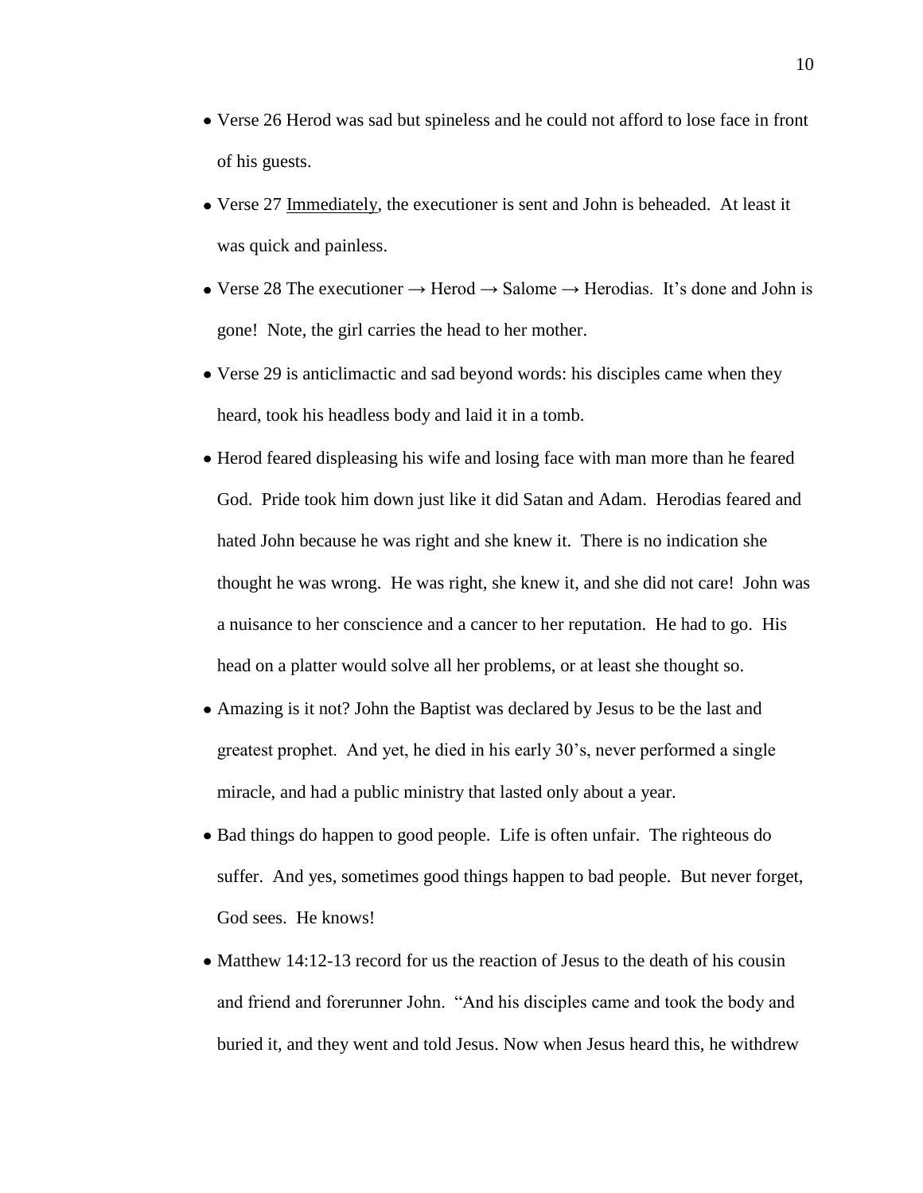- Verse 26 Herod was sad but spineless and he could not afford to lose face in front of his guests.
- Verse 27 <u>Immediately</u>, the executioner is sent and John is beheaded. At least it was quick and painless.
- Verse 28 The executioner → Herod → Salome → Herodias. It's done and John is gone! Note, the girl carries the head to her mother.
- Verse 29 is anticlimactic and sad beyond words: his disciples came when they heard, took his headless body and laid it in a tomb.
- Herod feared displeasing his wife and losing face with man more than he feared God. Pride took him down just like it did Satan and Adam. Herodias feared and hated John because he was right and she knew it. There is no indication she thought he was wrong. He was right, she knew it, and she did not care! John was a nuisance to her conscience and a cancer to her reputation. He had to go. His head on a platter would solve all her problems, or at least she thought so.
- Amazing is it not? John the Baptist was declared by Jesus to be the last and greatest prophet. And yet, he died in his early 30's, never performed a single miracle, and had a public ministry that lasted only about a year.
- Bad things do happen to good people. Life is often unfair. The righteous do suffer. And yes, sometimes good things happen to bad people. But never forget, God sees. He knows!
- Matthew 14:12-13 record for us the reaction of Jesus to the death of his cousin and friend and forerunner John. "And his disciples came and took the body and buried it, and they went and told Jesus. Now when Jesus heard this, he withdrew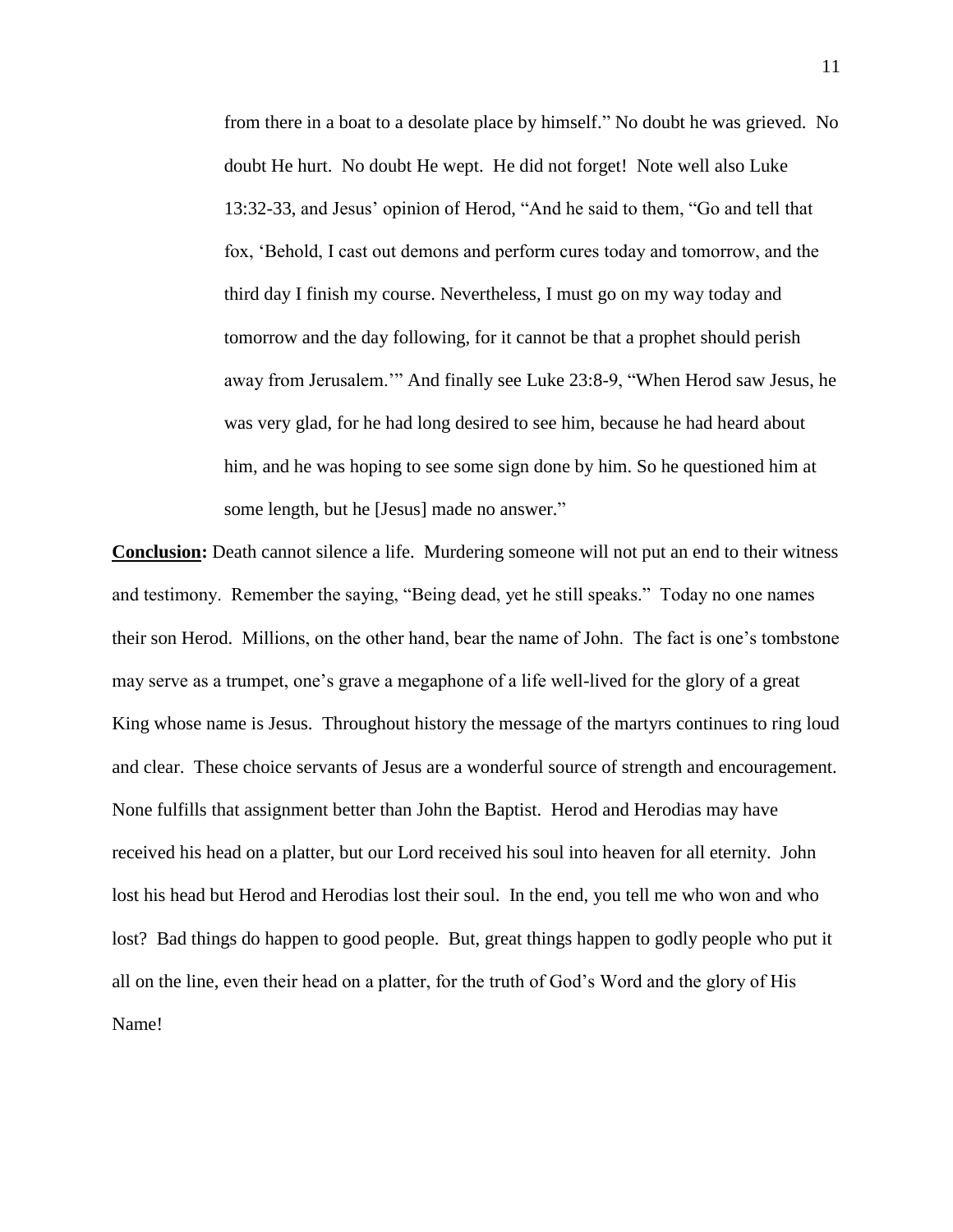from there in a boat to a desolate place by himself." No doubt he was grieved. No doubt He hurt. No doubt He wept. He did not forget! Note well also Luke 13:32-33, and Jesus' opinion of Herod, "And he said to them, "Go and tell that fox, 'Behold, I cast out demons and perform cures today and tomorrow, and the third day I finish my course. Nevertheless, I must go on my way today and tomorrow and the day following, for it cannot be that a prophet should perish away from Jerusalem.'" And finally see Luke 23:8-9, "When Herod saw Jesus, he was very glad, for he had long desired to see him, because he had heard about him, and he was hoping to see some sign done by him. So he questioned him at some length, but he [Jesus] made no answer."

**Conclusion:** Death cannot silence a life. Murdering someone will not put an end to their witness and testimony. Remember the saying, "Being dead, yet he still speaks." Today no one names their son Herod. Millions, on the other hand, bear the name of John. The fact is one's tombstone may serve as a trumpet, one's grave a megaphone of a life well-lived for the glory of a great King whose name is Jesus. Throughout history the message of the martyrs continues to ring loud and clear. These choice servants of Jesus are a wonderful source of strength and encouragement. None fulfills that assignment better than John the Baptist. Herod and Herodias may have received his head on a platter, but our Lord received his soul into heaven for all eternity. John lost his head but Herod and Herodias lost their soul. In the end, you tell me who won and who lost? Bad things do happen to good people. But, great things happen to godly people who put it all on the line, even their head on a platter, for the truth of God's Word and the glory of His Name!